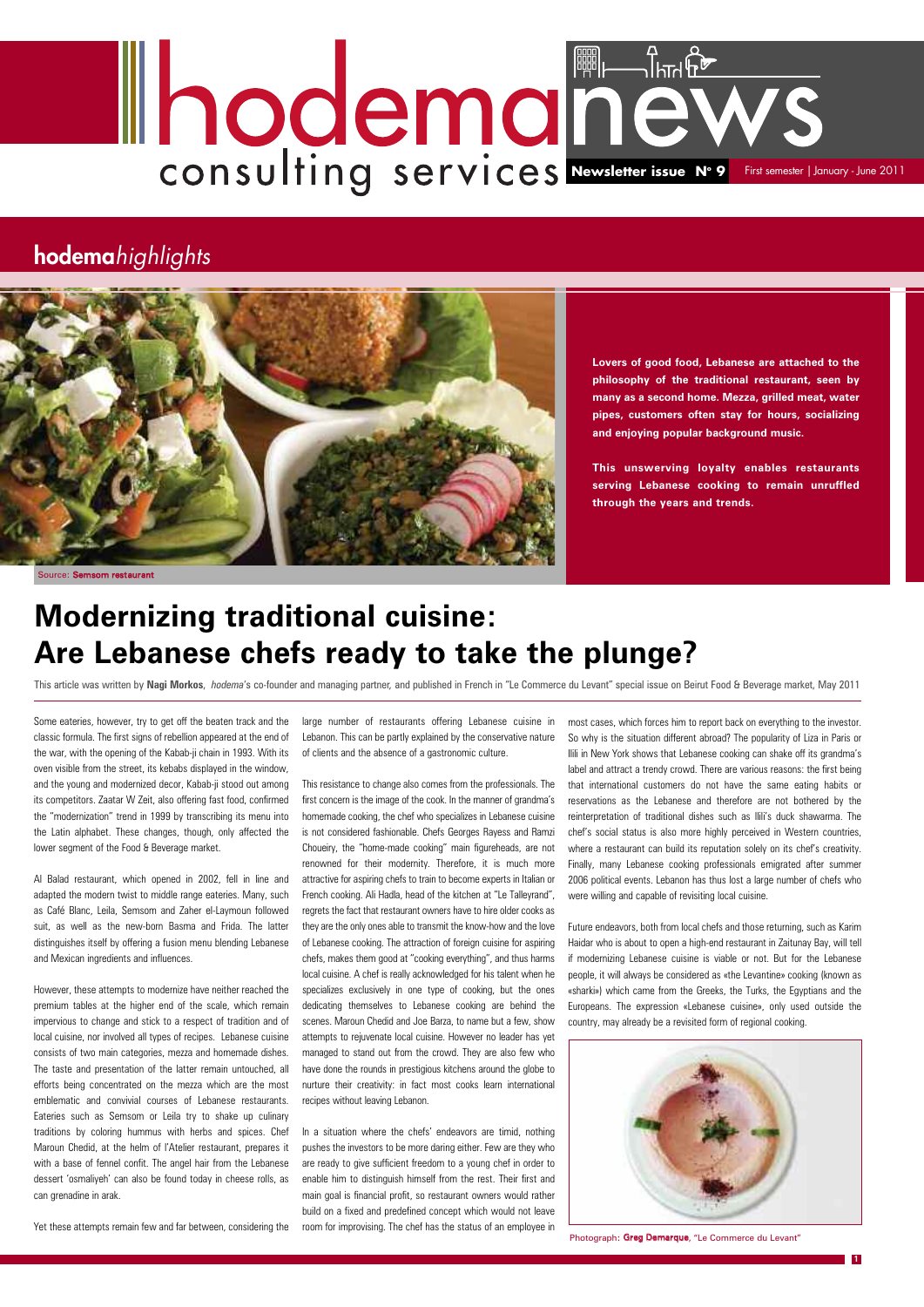# hodema news

consulting services **Newsletter issue N° 9** First semester | January - June 2011

## hodema*highlights*

Source: Semsom restaurant

**Lovers of good food, Lebanese are attached to the philosophy of the traditional restaurant, seen by many as a second home. Mezza, grilled meat, water pipes, customers often stay for hours, socializing and enjoying popular background music.**

**This unswerving loyalty enables restaurants serving Lebanese cooking to remain unruffled through the years and trends.**

# Modernizing traditional cuisine: Are Lebanese chefs ready to take the plunge?

This article was written by **Nagi Morkos**, *hodema*'s co-founder and managing partner, and published in French in "Le Commerce du Levant" special issue on Beirut Food & Beverage market, May 2011

Some eateries, however, try to get off the beaten track and the classic formula. The first signs of rebellion appeared at the end of the war, with the opening of the Kabab-ji chain in 1993. With its oven visible from the street, its kebabs displayed in the window, and the young and modernized decor, Kabab-ji stood out among its competitors. Zaatar W Zeit, also offering fast food, confirmed the "modernization" trend in 1999 by transcribing its menu into the Latin alphabet. These changes, though, only affected the lower segment of the Food & Beverage market.

Al Balad restaurant, which opened in 2002, fell in line and adapted the modern twist to middle range eateries. Many, such as Café Blanc, Leila, Semsom and Zaher el-Laymoun followed suit, as well as the new-born Basma and Frida. The latter distinguishes itself by offering a fusion menu blending Lebanese and Mexican ingredients and influences.

However, these attempts to modernize have neither reached the premium tables at the higher end of the scale, which remain impervious to change and stick to a respect of tradition and of local cuisine, nor involved all types of recipes. Lebanese cuisine consists of two main categories, mezza and homemade dishes. The taste and presentation of the latter remain untouched, all efforts being concentrated on the mezza which are the most emblematic and convivial courses of Lebanese restaurants. Eateries such as Semsom or Leila try to shake up culinary traditions by coloring hummus with herbs and spices. Chef Maroun Chedid, at the helm of l'Atelier restaurant, prepares it with a base of fennel confit. The angel hair from the Lebanese dessert 'osmaliyeh' can also be found today in cheese rolls, as can grenadine in arak.

Yet these attempts remain few and far between, considering the large number of restaurants offering Lebanese cuisine in Lebanon. This can be partly explained by the conservative nature of clients and the absence of a gastronomic culture.

This resistance to change also comes from the professionals. The first concern is the image of the cook. In the manner of grandma's homemade cooking, the chef who specializes in Lebanese cuisine is not considered fashionable. Chefs Georges Rayess and Ramzi Choueiry, the "home-made cooking" main figureheads, are not renowned for their modernity. Therefore, it is much more attractive for aspiring chefs to train to become experts in Italian or French cooking. Ali Hadla, head of the kitchen at "Le Talleyrand", regrets the fact that restaurant owners have to hire older cooks as they are the only ones able to transmit the know-how and the love of Lebanese cooking. The attraction of foreign cuisine for aspiring chefs, makes them good at "cooking everything", and thus harms local cuisine. A chef is really acknowledged for his talent when he specializes exclusively in one type of cooking, but the ones dedicating themselves to Lebanese cooking are behind the scenes. Maroun Chedid and Joe Barza, to name but a few, show attempts to rejuvenate local cuisine. However no leader has yet managed to stand out from the crowd. They are also few who have done the rounds in prestigious kitchens around the globe to nurture their creativity: in fact most cooks learn international recipes without leaving Lebanon.

In a situation where the chefs' endeavors are timid, nothing pushes the investors to be more daring either. Few are they who are ready to give sufficient freedom to a young chef in order to enable him to distinguish himself from the rest. Their first and main goal is financial profit, so restaurant owners would rather build on a fixed and predefined concept which would not leave room for improvising. The chef has the status of an employee in most cases, which forces him to report back on everything to the investor. So why is the situation different abroad? The popularity of Liza in Paris or Ilili in New York shows that Lebanese cooking can shake off its grandma's label and attract a trendy crowd. There are various reasons: the first being that international customers do not have the same eating habits or reservations as the Lebanese and therefore are not bothered by the reinterpretation of traditional dishes such as Ilili's duck shawarma. The chef's social status is also more highly perceived in Western countries, where a restaurant can build its reputation solely on its chef's creativity. Finally, many Lebanese cooking professionals emigrated after summer 2006 political events. Lebanon has thus lost a large number of chefs who were willing and capable of revisiting local cuisine.

Future endeavors, both from local chefs and those returning, such as Karim Haidar who is about to open a high-end restaurant in Zaitunay Bay, will tell if modernizing Lebanese cuisine is viable or not. But for the Lebanese people, it will always be considered as «the Levantine» cooking (known as «sharki») which came from the Greeks, the Turks, the Egyptians and the Europeans. The expression «Lebanese cuisine», only used outside the country, may already be a revisited form of regional cooking.

Photograph: Greg Demarque, "Le Commerce du Levant"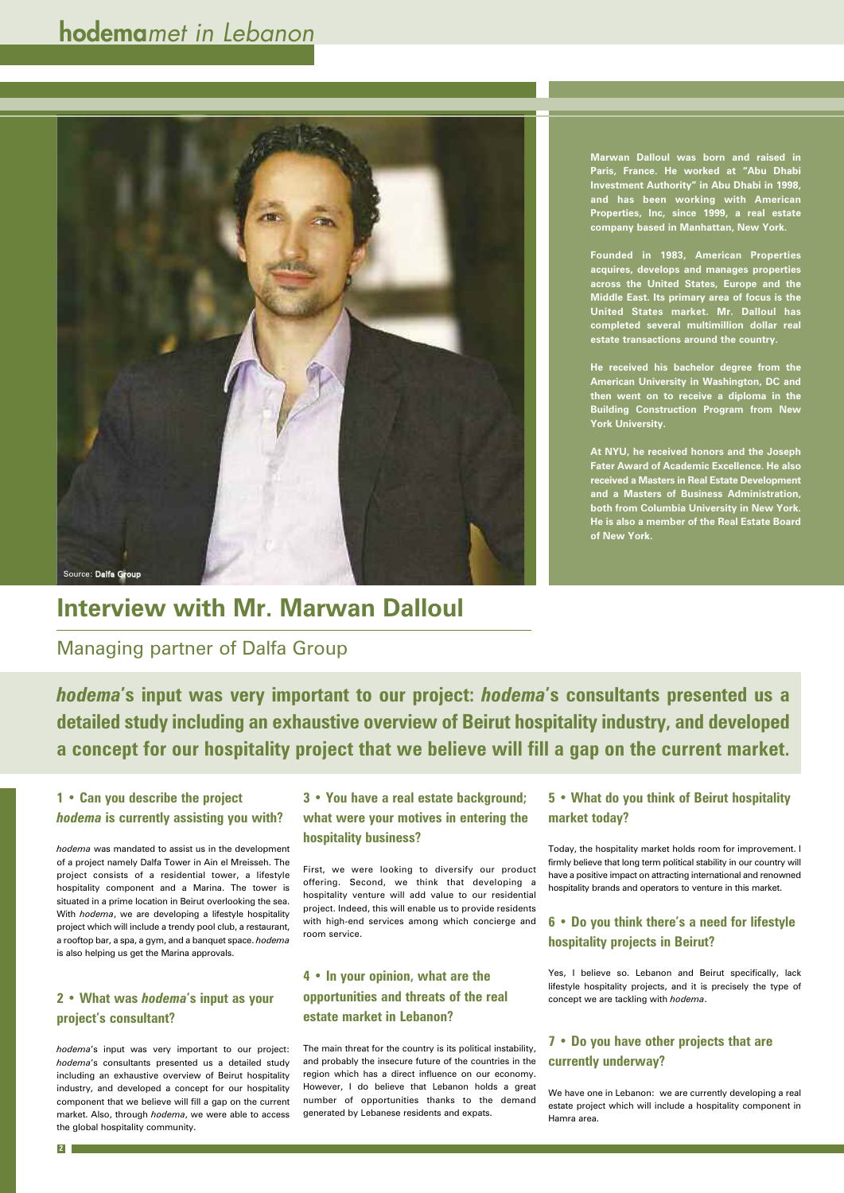# Interview with Mr. Marwan Dalloul

## Managing partner of Dalfa Group

Source: **Dalfa Group**

**Marwan Dalloul was born and raised in Paris, France. He worked at "Abu Dhabi Investment Authority" in Abu Dhabi in 1998, and has been working with American Properties, Inc, since 1999, a real estate company based in Manhattan, New York.**

**Founded in 1983, American Properties acquires, develops and manages properties across the United States, Europe and the Middle East. Its primary area of focus is the United States market. Mr. Dalloul has completed several multimillion dollar real estate transactions around the country.**

**He received his bachelor degree from the American University in Washington, DC and then went on to receive a diploma in the Building Construction Program from New York University.**

**At NYU, he received honors and the Joseph Fater Award of Academic Excellence. He also received a Masters in Real Estate Development and a Masters of Business Administration, both from Columbia University in New York. He is also a member of the Real Estate Board of New York.**

***hodema*'s input was very important to our project: *hodema*'s consultants presented us a detailed study including an exhaustive overview of Beirut hospitality industry, and developed a concept for our hospitality project that we believe will fill a gap on the current market.**

### 1 • Can you describe the project *hodema* is currently assisting you with?

*hodema* was mandated to assist us in the development of a project namely Dalfa Tower in Ain el Mreisseh. The project consists of a residential tower, a lifestyle hospitality component and a Marina. The tower is situated in a prime location in Beirut overlooking the sea. With *hodema*, we are developing a lifestyle hospitality project which will include a trendy pool club, a restaurant, a rooftop bar, a spa, a gym, and a banquet space. *hodema* is also helping us get the Marina approvals.

### 2 • What was *hodema*'s input as your project's consultant?

*hodema*'s input was very important to our project: *hodema*'s consultants presented us a detailed study including an exhaustive overview of Beirut hospitality industry, and developed a concept for our hospitality component that we believe will fill a gap on the current market. Also, through *hodema*, we were able to access the global hospitality community.

### 3 • You have a real estate background; what were your motives in entering the hospitality business?

First, we were looking to diversify our product offering. Second, we think that developing a hospitality venture will add value to our residential project. Indeed, this will enable us to provide residents with high-end services among which concierge and room service.

### 4 • In your opinion, what are the opportunities and threats of the real estate market in Lebanon?

The main threat for the country is its political instability, and probably the insecure future of the countries in the region which has a direct influence on our economy. However, I do believe that Lebanon holds a great number of opportunities thanks to the demand generated by Lebanese residents and expats.

### 5 • What do you think of Beirut hospitality market today?

Today, the hospitality market holds room for improvement. I firmly believe that long term political stability in our country will have a positive impact on attracting international and renowned hospitality brands and operators to venture in this market.

### 6 • Do you think there's a need for lifestyle hospitality projects in Beirut?

Yes, I believe so. Lebanon and Beirut specifically, lack lifestyle hospitality projects, and it is precisely the type of concept we are tackling with *hodema*.

### 7 • Do you have other projects that are currently underway?

We have one in Lebanon: we are currently developing a real estate project which will include a hospitality component in Hamra area.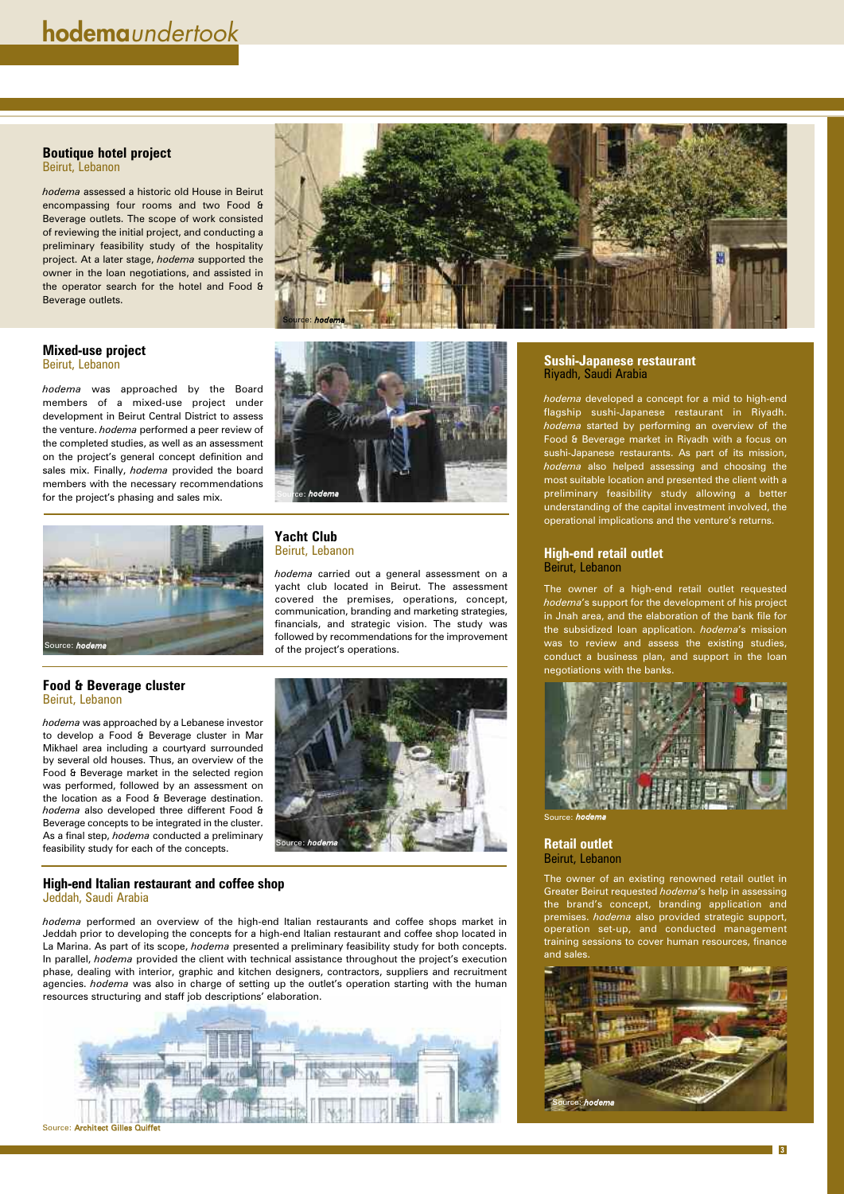# hodema*undertook*

## Boutique hotel project
Beirut, Lebanon

*hodema* assessed a historic old House in Beirut encompassing four rooms and two Food & Beverage outlets. The scope of work consisted of reviewing the initial project, and conducting a preliminary feasibility study of the hospitality project. At a later stage, *hodema* supported the owner in the loan negotiations, and assisted in the operator search for the hotel and Food & Beverage outlets.

Source: *hodema*

## Mixed-use project
Beirut, Lebanon

*hodema* was approached by the Board members of a mixed-use project under development in Beirut Central District to assess the venture. *hodema* performed a peer review of the completed studies, as well as an assessment on the project's general concept definition and sales mix. Finally, *hodema* provided the board members with the necessary recommendations for the project's phasing and sales mix.

Source: *hodema*

## Yacht Club
Beirut, Lebanon

*hodema* carried out a general assessment on a yacht club located in Beirut. The assessment covered the premises, operations, concept, communication, branding and marketing strategies, financials, and strategic vision. The study was followed by recommendations for the improvement of the project's operations.

Source: *hodema*

## Food & Beverage cluster
Beirut, Lebanon

*hodema* was approached by a Lebanese investor to develop a Food & Beverage cluster in Mar Mikhael area including a courtyard surrounded by several old houses. Thus, an overview of the Food & Beverage market in the selected region was performed, followed by an assessment on the location as a Food & Beverage destination. *hodema* also developed three different Food & Beverage concepts to be integrated in the cluster. As a final step, *hodema* conducted a preliminary feasibility study for each of the concepts.

Source: *hodema*

## High-end Italian restaurant and coffee shop
Jeddah, Saudi Arabia

*hodema* performed an overview of the high-end Italian restaurants and coffee shops market in Jeddah prior to developing the concepts for a high-end Italian restaurant and coffee shop located in La Marina. As part of its scope, *hodema* presented a preliminary feasibility study for both concepts. In parallel, *hodema* provided the client with technical assistance throughout the project's execution phase, dealing with interior, graphic and kitchen designers, contractors, suppliers and recruitment agencies. *hodema* was also in charge of setting up the outlet's operation starting with the human resources structuring and staff job descriptions' elaboration.

Source: **Architect Gilles Quiffet**

## Sushi-Japanese restaurant
Riyadh, Saudi Arabia

*hodema* developed a concept for a mid to high-end flagship sushi-Japanese restaurant in Riyadh. *hodema* started by performing an overview of the Food & Beverage market in Riyadh with a focus on sushi-Japanese restaurants. As part of its mission, *hodema* also helped assessing and choosing the most suitable location and presented the client with a preliminary feasibility study allowing a better understanding of the capital investment involved, the operational implications and the venture's returns.

## High-end retail outlet
Beirut, Lebanon

The owner of a high-end retail outlet requested *hodema*'s support for the development of his project in Jnah area, and the elaboration of the bank file for the subsidized loan application. *hodema*'s mission was to review and assess the existing studies, conduct a business plan, and support in the loan negotiations with the banks.

Source: *hodema*

## Retail outlet
Beirut, Lebanon

The owner of an existing renowned retail outlet in Greater Beirut requested *hodema*'s help in assessing the brand's concept, branding application and premises. *hodema* also provided strategic support, operation set-up, and conducted management training sessions to cover human resources, finance and sales.

Source: *hodema*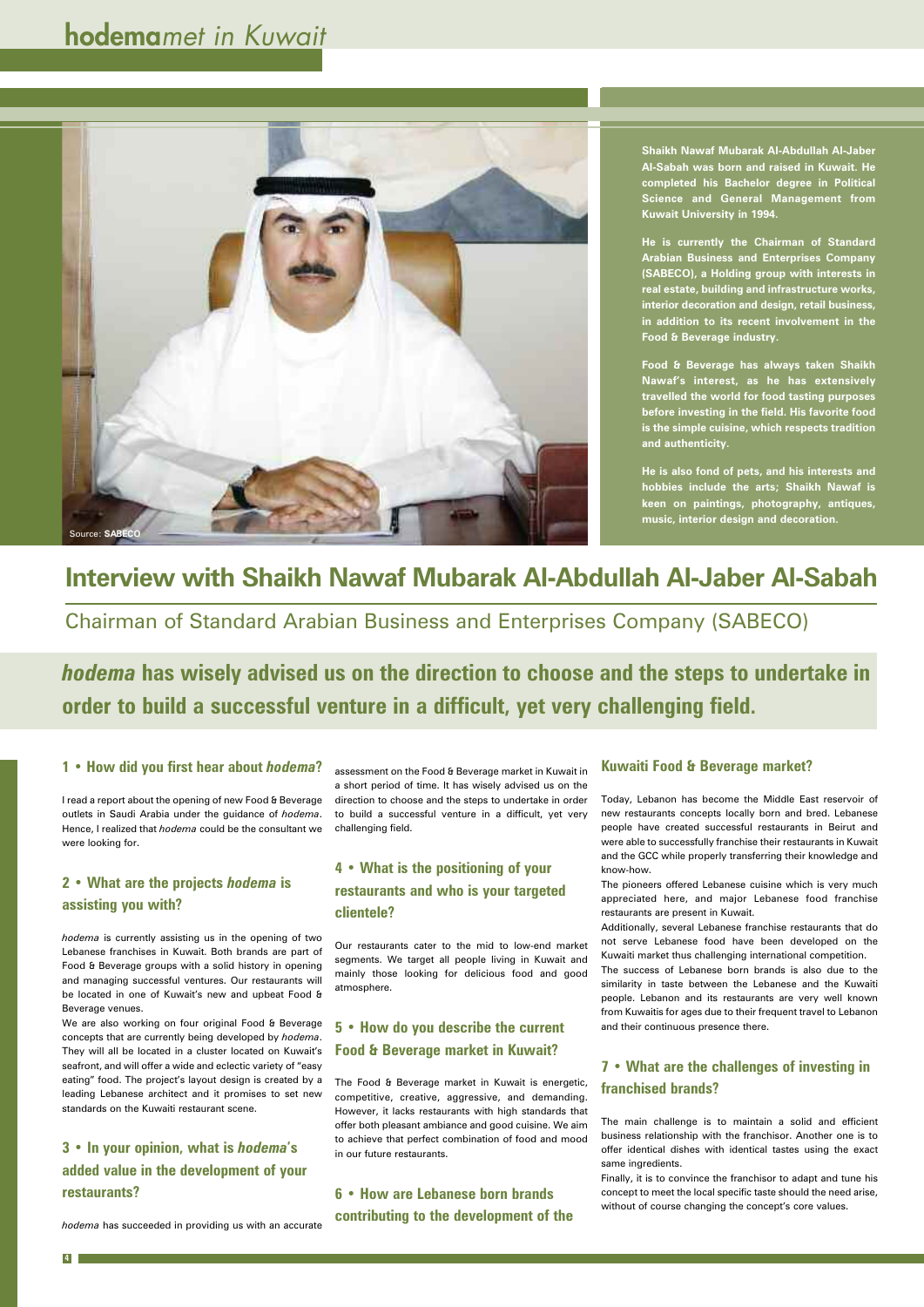Shaikh Nawaf Mubarak Al-Abdullah Al-Jaber Al-Sabah was born and raised in Kuwait. He completed his Bachelor degree in Political Science and General Management from Kuwait University in 1994.

He is currently the Chairman of Standard Arabian Business and Enterprises Company (SABECO), a Holding group with interests in real estate, building and infrastructure works, interior decoration and design, retail business, in addition to its recent involvement in the Food & Beverage industry.

Food & Beverage has always taken Shaikh Nawaf's interest, as he has extensively travelled the world for food tasting purposes before investing in the field. His favorite food is the simple cuisine, which respects tradition and authenticity.

He is also fond of pets, and his interests and hobbies include the arts; Shaikh Nawaf is keen on paintings, photography, antiques, music, interior design and decoration.

Source: **SABECO**

# Interview with Shaikh Nawaf Mubarak Al-Abdullah Al-Jaber Al-Sabah

## Chairman of Standard Arabian Business and Enterprises Company (SABECO)

***hodema* has wisely advised us on the direction to choose and the steps to undertake in order to build a successful venture in a difficult, yet very challenging field.**

### 1 • How did you first hear about *hodema*?

I read a report about the opening of new Food & Beverage outlets in Saudi Arabia under the guidance of *hodema*. Hence, I realized that *hodema* could be the consultant we were looking for.

### 2 • What are the projects *hodema* is assisting you with?

*hodema* is currently assisting us in the opening of two Lebanese franchises in Kuwait. Both brands are part of Food & Beverage groups with a solid history in opening and managing successful ventures. Our restaurants will be located in one of Kuwait's new and upbeat Food & Beverage venues.

We are also working on four original Food & Beverage concepts that are currently being developed by *hodema*. They will all be located in a cluster located on Kuwait's seafront, and will offer a wide and eclectic variety of "easy eating" food. The project's layout design is created by a leading Lebanese architect and it promises to set new standards on the Kuwaiti restaurant scene.

### 3 • In your opinion, what is *hodema*'s added value in the development of your restaurants?

*hodema* has succeeded in providing us with an accurate assessment on the Food & Beverage market in Kuwait in a short period of time. It has wisely advised us on the direction to choose and the steps to undertake in order to build a successful venture in a difficult, yet very challenging field.

### 4 • What is the positioning of your restaurants and who is your targeted clientele?

Our restaurants cater to the mid to low-end market segments. We target all people living in Kuwait and mainly those looking for delicious food and good atmosphere.

### 5 • How do you describe the current Food & Beverage market in Kuwait?

The Food & Beverage market in Kuwait is energetic, competitive, creative, aggressive, and demanding. However, it lacks restaurants with high standards that offer both pleasant ambiance and good cuisine. We aim to achieve that perfect combination of food and mood in our future restaurants.

### 6 • How are Lebanese born brands contributing to the development of the Kuwaiti Food & Beverage market?

Today, Lebanon has become the Middle East reservoir of new restaurants concepts locally born and bred. Lebanese people have created successful restaurants in Beirut and were able to successfully franchise their restaurants in Kuwait and the GCC while properly transferring their knowledge and know-how.

The pioneers offered Lebanese cuisine which is very much appreciated here, and major Lebanese food franchise restaurants are present in Kuwait.

Additionally, several Lebanese franchise restaurants that do not serve Lebanese food have been developed on the Kuwaiti market thus challenging international competition.

The success of Lebanese born brands is also due to the similarity in taste between the Lebanese and the Kuwaiti people. Lebanon and its restaurants are very well known from Kuwaitis for ages due to their frequent travel to Lebanon and their continuous presence there.

### 7 • What are the challenges of investing in franchised brands?

The main challenge is to maintain a solid and efficient business relationship with the franchisor. Another one is to offer identical dishes with identical tastes using the exact same ingredients.

Finally, it is to convince the franchisor to adapt and tune his concept to meet the local specific taste should the need arise, without of course changing the concept's core values.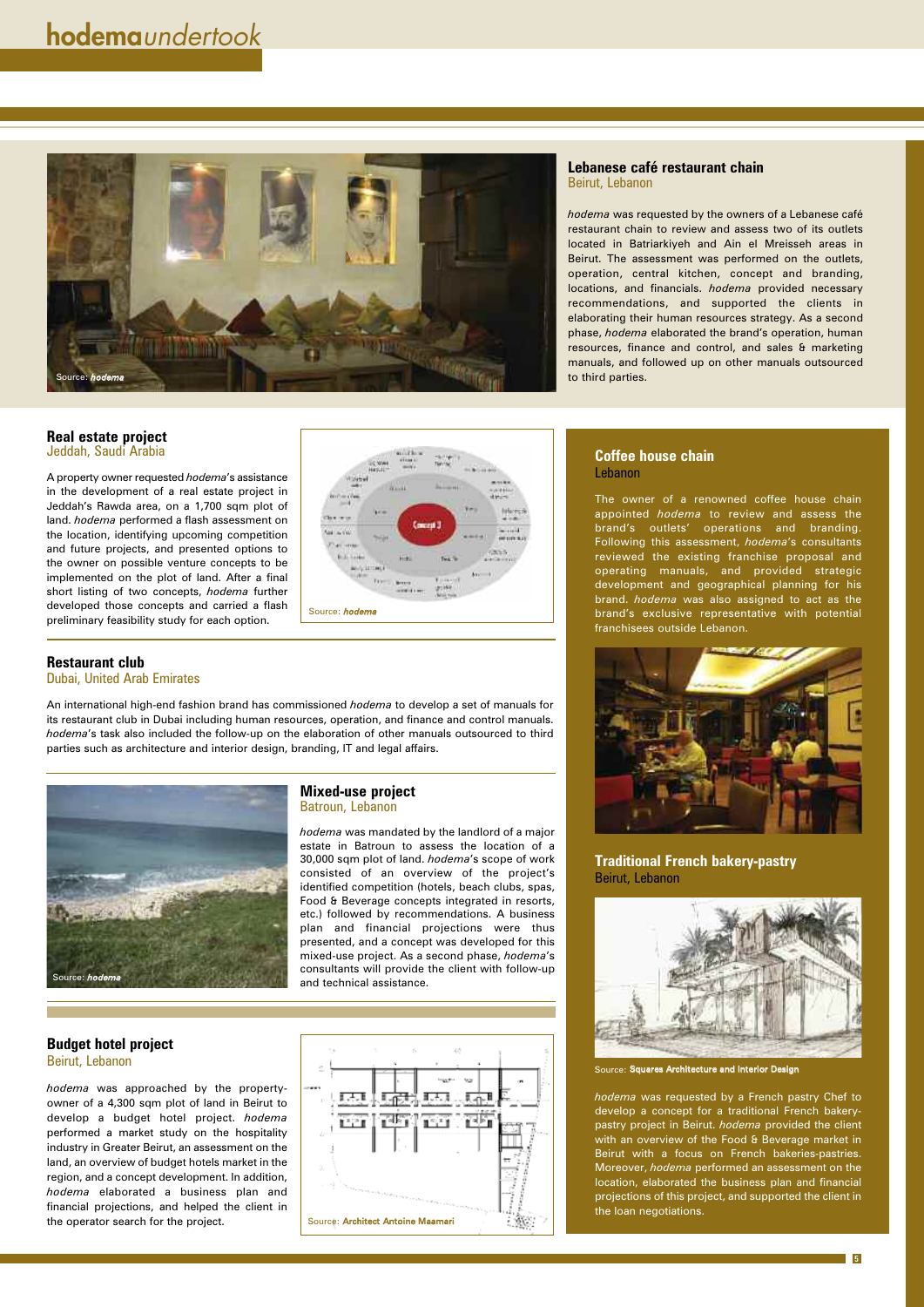# *hodema undertook*

Source: *hodema*

## Lebanese café restaurant chain
Beirut, Lebanon

*hodema* was requested by the owners of a Lebanese café restaurant chain to review and assess two of its outlets located in Batriarkiyeh and Ain el Mreisseh areas in Beirut. The assessment was performed on the outlets, operation, central kitchen, concept and branding, locations, and financials. *hodema* provided necessary recommendations, and supported the clients in elaborating their human resources strategy. As a second phase, *hodema* elaborated the brand's operation, human resources, finance and control, and sales & marketing manuals, and followed up on other manuals outsourced to third parties.

## Real estate project
Jeddah, Saudi Arabia

A property owner requested *hodema*'s assistance in the development of a real estate project in Jeddah's Rawda area, on a 1,700 sqm plot of land. *hodema* performed a flash assessment on the location, identifying upcoming competition and future projects, and presented options to the owner on possible venture concepts to be implemented on the plot of land. After a final short listing of two concepts, *hodema* further developed those concepts and carried a flash preliminary feasibility study for each option.

Source: *hodema*

## Restaurant club
Dubai, United Arab Emirates

An international high-end fashion brand has commissioned *hodema* to develop a set of manuals for its restaurant club in Dubai including human resources, operation, and finance and control manuals. *hodema*'s task also included the follow-up on the elaboration of other manuals outsourced to third parties such as architecture and interior design, branding, IT and legal affairs.

Source: *hodema*

## Mixed-use project
Batroun, Lebanon

*hodema* was mandated by the landlord of a major estate in Batroun to assess the location of a 30,000 sqm plot of land. *hodema*'s scope of work consisted of an overview of the project's identified competition (hotels, beach clubs, spas, Food & Beverage concepts integrated in resorts, etc.) followed by recommendations. A business plan and financial projections were thus presented, and a concept was developed for this mixed-use project. As a second phase, *hodema*'s consultants will provide the client with follow-up and technical assistance.

## Budget hotel project
Beirut, Lebanon

*hodema* was approached by the property-owner of a 4,300 sqm plot of land in Beirut to develop a budget hotel project. *hodema* performed a market study on the hospitality industry in Greater Beirut, an assessment on the land, an overview of budget hotels market in the region, and a concept development. In addition, *hodema* elaborated a business plan and financial projections, and helped the client in the operator search for the project.

Source: **Architect Antoine Maamari**

## Coffee house chain
Lebanon

The owner of a renowned coffee house chain appointed *hodema* to review and assess the brand's outlets' operations and branding. Following this assessment, *hodema*'s consultants reviewed the existing franchise proposal and operating manuals, and provided strategic development and geographical planning for his brand. *hodema* was also assigned to act as the brand's exclusive representative with potential franchisees outside Lebanon.

## Traditional French bakery-pastry
Beirut, Lebanon

Source: **Squares Architecture and Interior Design**

*hodema* was requested by a French pastry Chef to develop a concept for a traditional French bakery-pastry project in Beirut. *hodema* provided the client with an overview of the Food & Beverage market in Beirut with a focus on French bakeries-pastries. Moreover, *hodema* performed an assessment on the location, elaborated the business plan and financial projections of this project, and supported the client in the loan negotiations.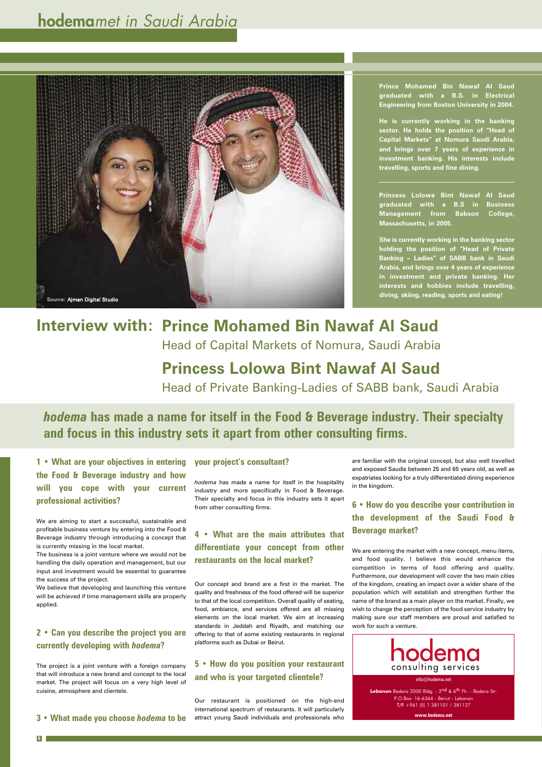# **hodema**met in Saudi Arabia

Source: Ajman Digital Studio

**Prince Mohamed Bin Nawaf Al Saud graduated with a B.S. in Electrical Engineering from Boston University in 2004.**

**He is currently working in the banking sector. He holds the position of "Head of Capital Markets" at Nomura Saudi Arabia, and brings over 7 years of experience in investment banking. His interests include travelling, sports and fine dining.**

**Princess Lolowa Bint Nawaf Al Saud graduated with a B.S in Business Management from Babson College, Massachusetts, in 2005.**

**She is currently working in the banking sector holding the position of "Head of Private Banking – Ladies" of SABB bank in Saudi Arabia, and brings over 4 years of experience in investment and private banking. Her interests and hobbies include travelling, diving, skiing, reading, sports and eating!**

## Interview with: Prince Mohamed Bin Nawaf Al Saud

Head of Capital Markets of Nomura, Saudi Arabia

## Princess Lolowa Bint Nawaf Al Saud

Head of Private Banking-Ladies of SABB bank, Saudi Arabia

***hodema* has made a name for itself in the Food & Beverage industry. Their specialty and focus in this industry sets it apart from other consulting firms.**

### 1 • What are your objectives in entering the Food & Beverage industry and how will you cope with your current professional activities?

We are aiming to start a successful, sustainable and profitable business venture by entering into the Food & Beverage industry through introducing a concept that is currently missing in the local market.

The business is a joint venture where we would not be handling the daily operation and management, but our input and investment would be essential to guarantee the success of the project.

We believe that developing and launching this venture will be achieved if time management skills are properly applied.

### 2 • Can you describe the project you are currently developing with *hodema*?

The project is a joint venture with a foreign company that will introduce a new brand and concept to the local market. The project will focus on a very high level of cuisine, atmosphere and clientele.

### 3 • What made you choose *hodema* to be your project's consultant?

*hodema* has made a name for itself in the hospitality industry and more specifically in Food & Beverage. Their specialty and focus in this industry sets it apart from other consulting firms.

### 4 • What are the main attributes that differentiate your concept from other restaurants on the local market?

Our concept and brand are a first in the market. The quality and freshness of the food offered will be superior to that of the local competition. Overall quality of seating, food, ambiance, and services offered are all missing elements on the local market. We aim at increasing standards in Jeddah and Riyadh, and matching our offering to that of some existing restaurants in regional platforms such as Dubai or Beirut.

### 5 • How do you position your restaurant and who is your targeted clientele?

Our restaurant is positioned on the high-end international spectrum of restaurants. It will particularly attract young Saudi individuals and professionals who are familiar with the original concept, but also well travelled and exposed Saudis between 25 and 65 years old, as well as expatriates looking for a truly differentiated dining experience in the kingdom.

### 6 • How do you describe your contribution in the development of the Saudi Food & Beverage market?

We are entering the market with a new concept, menu items, and food quality. I believe this would enhance the competition in terms of food offering and quality. Furthermore, our development will cover the two main cities of the kingdom, creating an impact over a wider share of the population which will establish and strengthen further the name of the brand as a main player on the market. Finally, we wish to change the perception of the food service industry by making sure our staff members are proud and satisfied to work for such a venture.

**hodema**
consulting services

info@hodema.net

**Lebanon** Badaro 2000 Bldg. - 2nd & 6th Flr. - Badaro Str.
P.O.Box: 16-6364 - Beirut - Lebanon
T/F +961 (0) 1 381101 / 381127

**www.hodema.net**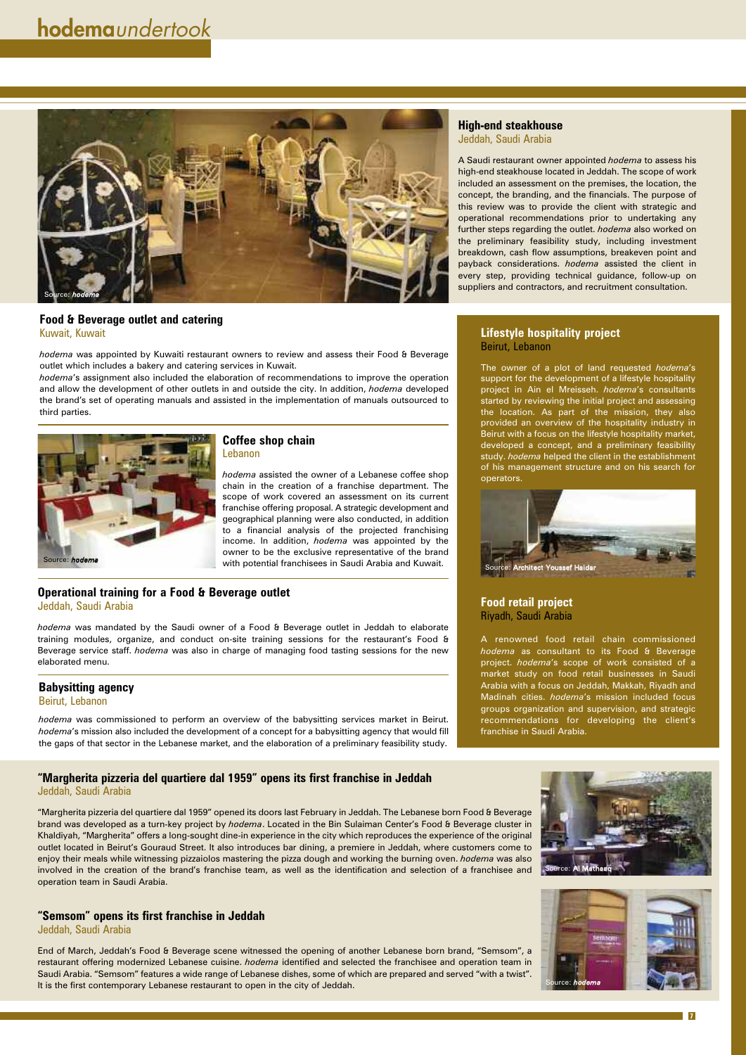# *hodema undertook*

Source: *hodema*

## High-end steakhouse
Jeddah, Saudi Arabia

A Saudi restaurant owner appointed *hodema* to assess his high-end steakhouse located in Jeddah. The scope of work included an assessment on the premises, the location, the concept, the branding, and the financials. The purpose of this review was to provide the client with strategic and operational recommendations prior to undertaking any further steps regarding the outlet. *hodema* also worked on the preliminary feasibility study, including investment breakdown, cash flow assumptions, breakeven point and payback considerations. *hodema* assisted the client in every step, providing technical guidance, follow-up on suppliers and contractors, and recruitment consultation.

## Food & Beverage outlet and catering
Kuwait, Kuwait

*hodema* was appointed by Kuwaiti restaurant owners to review and assess their Food & Beverage outlet which includes a bakery and catering services in Kuwait.

*hodema*'s assignment also included the elaboration of recommendations to improve the operation and allow the development of other outlets in and outside the city. In addition, *hodema* developed the brand's set of operating manuals and assisted in the implementation of manuals outsourced to third parties.

## Coffee shop chain
Lebanon

Source: *hodema*

*hodema* assisted the owner of a Lebanese coffee shop chain in the creation of a franchise department. The scope of work covered an assessment on its current franchise offering proposal. A strategic development and geographical planning were also conducted, in addition to a financial analysis of the projected franchising income. In addition, *hodema* was appointed by the owner to be the exclusive representative of the brand with potential franchisees in Saudi Arabia and Kuwait.

## Operational training for a Food & Beverage outlet
Jeddah, Saudi Arabia

*hodema* was mandated by the Saudi owner of a Food & Beverage outlet in Jeddah to elaborate training modules, organize, and conduct on-site training sessions for the restaurant's Food & Beverage service staff. *hodema* was also in charge of managing food tasting sessions for the new elaborated menu.

## Babysitting agency
Beirut, Lebanon

*hodema* was commissioned to perform an overview of the babysitting services market in Beirut. *hodema*'s mission also included the development of a concept for a babysitting agency that would fill the gaps of that sector in the Lebanese market, and the elaboration of a preliminary feasibility study.

## Lifestyle hospitality project
Beirut, Lebanon

The owner of a plot of land requested *hodema*'s support for the development of a lifestyle hospitality project in Ain el Mreisseh. *hodema*'s consultants started by reviewing the initial project and assessing the location. As part of the mission, they also provided an overview of the hospitality industry in Beirut with a focus on the lifestyle hospitality market, developed a concept, and a preliminary feasibility study. *hodema* helped the client in the establishment of his management structure and on his search for operators.

Source: Architect Youssef Haidar

## Food retail project
Riyadh, Saudi Arabia

A renowned food retail chain commissioned *hodema* as consultant to its Food & Beverage project. *hodema*'s scope of work consisted of a market study on food retail businesses in Saudi Arabia with a focus on Jeddah, Makkah, Riyadh and Madinah cities. *hodema*'s mission included focus groups organization and supervision, and strategic recommendations for developing the client's franchise in Saudi Arabia.

## "Margherita pizzeria del quartiere dal 1959" opens its first franchise in Jeddah
Jeddah, Saudi Arabia

"Margherita pizzeria del quartiere dal 1959" opened its doors last February in Jeddah. The Lebanese born Food & Beverage brand was developed as a turn-key project by *hodema*. Located in the Bin Sulaiman Center's Food & Beverage cluster in Khaldiyah, "Margherita" offers a long-sought dine-in experience in the city which reproduces the experience of the original outlet located in Beirut's Gouraud Street. It also introduces bar dining, a premiere in Jeddah, where customers come to enjoy their meals while witnessing pizzaiolos mastering the pizza dough and working the burning oven. *hodema* was also involved in the creation of the brand's franchise team, as well as the identification and selection of a franchisee and operation team in Saudi Arabia.

Source: Al Matheeq

## "Semsom" opens its first franchise in Jeddah
Jeddah, Saudi Arabia

End of March, Jeddah's Food & Beverage scene witnessed the opening of another Lebanese born brand, "Semsom", a restaurant offering modernized Lebanese cuisine. *hodema* identified and selected the franchisee and operation team in Saudi Arabia. "Semsom" features a wide range of Lebanese dishes, some of which are prepared and served "with a twist". It is the first contemporary Lebanese restaurant to open in the city of Jeddah.

Source: *hodema*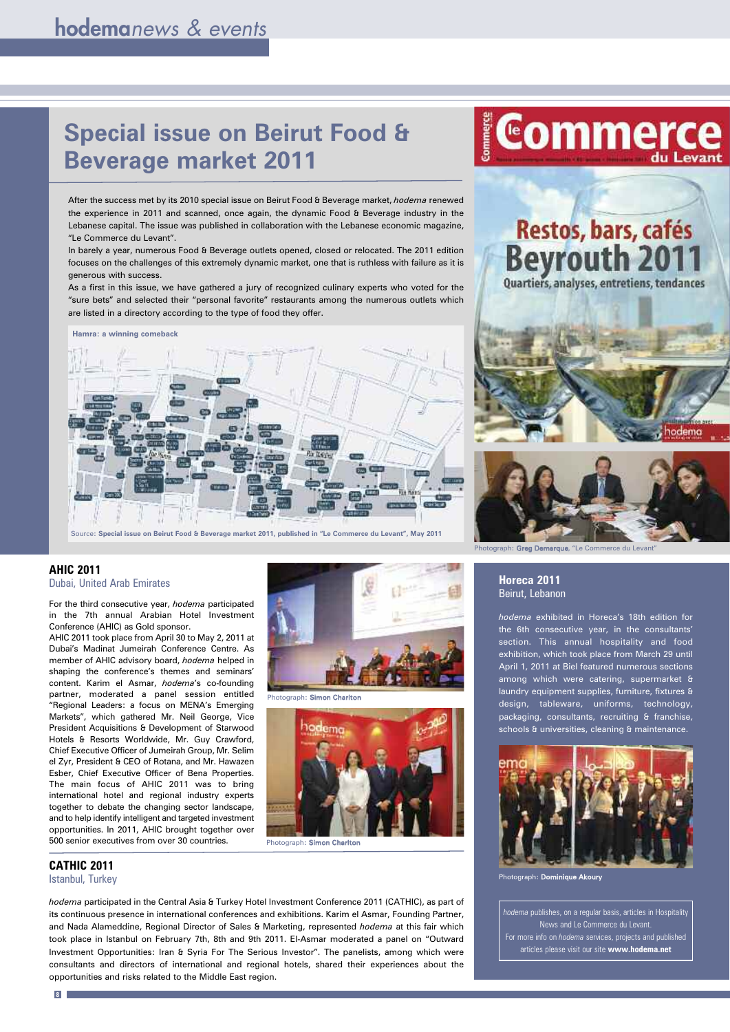## Special issue on Beirut Food & Beverage market 2011

After the success met by its 2010 special issue on Beirut Food & Beverage market, *hodema* renewed the experience in 2011 and scanned, once again, the dynamic Food & Beverage industry in the Lebanese capital. The issue was published in collaboration with the Lebanese economic magazine, "Le Commerce du Levant".

In barely a year, numerous Food & Beverage outlets opened, closed or relocated. The 2011 edition focuses on the challenges of this extremely dynamic market, one that is ruthless with failure as it is generous with success.

As a first in this issue, we have gathered a jury of recognized culinary experts who voted for the "sure bets" and selected their "personal favorite" restaurants among the numerous outlets which are listed in a directory according to the type of food they offer.

Hamra: a winning comeback

Source: Special issue on Beirut Food & Beverage market 2011, published in "Le Commerce du Levant", May 2011

le Commerce du Levant

Restos, bars, cafés Beyrouth 2011

Quartiers, analyses, entretiens, tendances

Photograph: Greg Demarque, "Le Commerce du Levant"

### AHIC 2011

Dubai, United Arab Emirates

For the third consecutive year, *hodema* participated in the 7th annual Arabian Hotel Investment Conference (AHIC) as Gold sponsor.

AHIC 2011 took place from April 30 to May 2, 2011 at Dubai's Madinat Jumeirah Conference Centre. As member of AHIC advisory board, *hodema* helped in shaping the conference's themes and seminars' content. Karim el Asmar, *hodema*'s co-founding partner, moderated a panel session entitled "Regional Leaders: a focus on MENA's Emerging Markets", which gathered Mr. Neil George, Vice President Acquisitions & Development of Starwood Hotels & Resorts Worldwide, Mr. Guy Crawford, Chief Executive Officer of Jumeirah Group, Mr. Selim el Zyr, President & CEO of Rotana, and Mr. Hawazen Esber, Chief Executive Officer of Bena Properties. The main focus of AHIC 2011 was to bring international hotel and regional industry experts together to debate the changing sector landscape, and to help identify intelligent and targeted investment opportunities. In 2011, AHIC brought together over 500 senior executives from over 30 countries.

Photograph: Simon Charlton

Photograph: Simon Charlton

### Horeca 2011

Beirut, Lebanon

*hodema* exhibited in Horeca's 18th edition for the 6th consecutive year, in the consultants' section. This annual hospitality and food exhibition, which took place from March 29 until April 1, 2011 at Biel featured numerous sections among which were catering, supermarket & laundry equipment supplies, furniture, fixtures & design, tableware, uniforms, technology, packaging, consultants, recruiting & franchise, schools & universities, cleaning & maintenance.

Photograph: Dominique Akoury

*hodema* publishes, on a regular basis, articles in Hospitality News and Le Commerce du Levant.
For more info on *hodema* services, projects and published articles please visit our site **www.hodema.net**

### CATHIC 2011

Istanbul, Turkey

*hodema* participated in the Central Asia & Turkey Hotel Investment Conference 2011 (CATHIC), as part of its continuous presence in international conferences and exhibitions. Karim el Asmar, Founding Partner, and Nada Alameddine, Regional Director of Sales & Marketing, represented *hodema* at this fair which took place in Istanbul on February 7th, 8th and 9th 2011. El-Asmar moderated a panel on "Outward Investment Opportunities: Iran & Syria For The Serious Investor". The panelists, among which were consultants and directors of international and regional hotels, shared their experiences about the opportunities and risks related to the Middle East region.